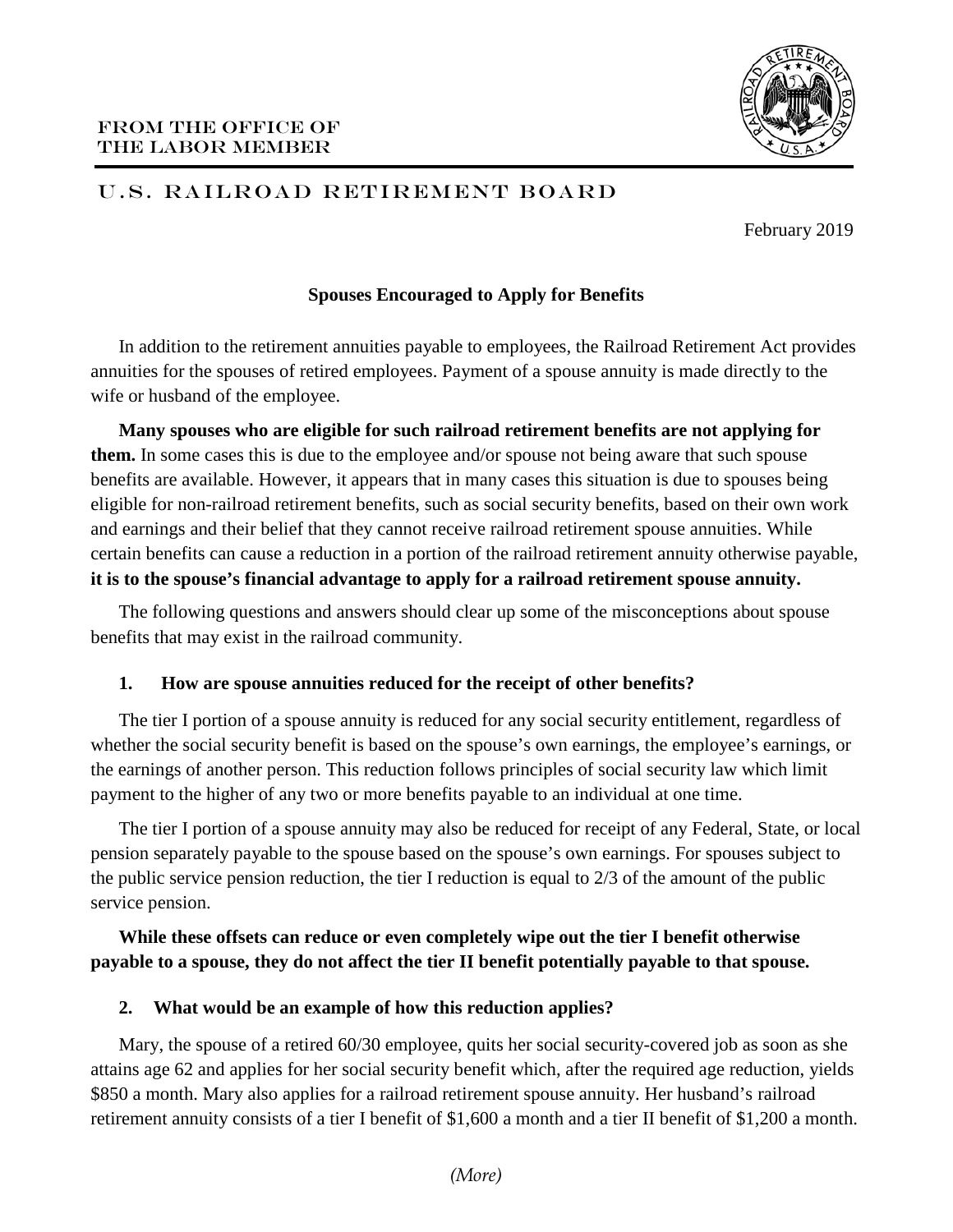FROM THE OFFICE OF
THE LABOR MEMBER

U.S. RAILROAD RETIREMENT BOARD

February 2019

## Spouses Encouraged to Apply for Benefits

In addition to the retirement annuities payable to employees, the Railroad Retirement Act provides annuities for the spouses of retired employees. Payment of a spouse annuity is made directly to the wife or husband of the employee.

**Many spouses who are eligible for such railroad retirement benefits are not applying for them.** In some cases this is due to the employee and/or spouse not being aware that such spouse benefits are available. However, it appears that in many cases this situation is due to spouses being eligible for non-railroad retirement benefits, such as social security benefits, based on their own work and earnings and their belief that they cannot receive railroad retirement spouse annuities. While certain benefits can cause a reduction in a portion of the railroad retirement annuity otherwise payable, **it is to the spouse's financial advantage to apply for a railroad retirement spouse annuity.**

The following questions and answers should clear up some of the misconceptions about spouse benefits that may exist in the railroad community.

### 1. How are spouse annuities reduced for the receipt of other benefits?

The tier I portion of a spouse annuity is reduced for any social security entitlement, regardless of whether the social security benefit is based on the spouse's own earnings, the employee's earnings, or the earnings of another person. This reduction follows principles of social security law which limit payment to the higher of any two or more benefits payable to an individual at one time.

The tier I portion of a spouse annuity may also be reduced for receipt of any Federal, State, or local pension separately payable to the spouse based on the spouse's own earnings. For spouses subject to the public service pension reduction, the tier I reduction is equal to 2/3 of the amount of the public service pension.

**While these offsets can reduce or even completely wipe out the tier I benefit otherwise payable to a spouse, they do not affect the tier II benefit potentially payable to that spouse.**

### 2. What would be an example of how this reduction applies?

Mary, the spouse of a retired 60/30 employee, quits her social security-covered job as soon as she attains age 62 and applies for her social security benefit which, after the required age reduction, yields \$850 a month. Mary also applies for a railroad retirement spouse annuity. Her husband's railroad retirement annuity consists of a tier I benefit of \$1,600 a month and a tier II benefit of \$1,200 a month.

*(More)*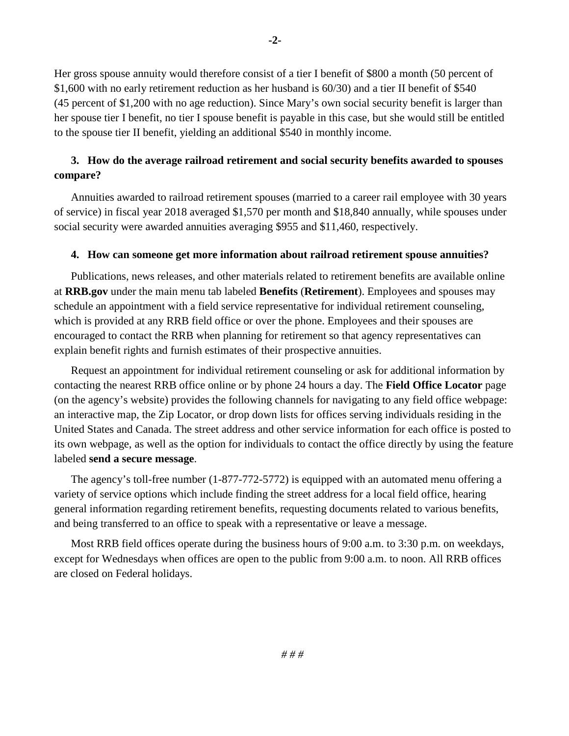Her gross spouse annuity would therefore consist of a tier I benefit of $800 a month (50 percent of $1,600 with no early retirement reduction as her husband is 60/30) and a tier II benefit of $540 (45 percent of $1,200 with no age reduction). Since Mary's own social security benefit is larger than her spouse tier I benefit, no tier I spouse benefit is payable in this case, but she would still be entitled to the spouse tier II benefit, yielding an additional $540 in monthly income.

**3. How do the average railroad retirement and social security benefits awarded to spouses compare?**

Annuities awarded to railroad retirement spouses (married to a career rail employee with 30 years of service) in fiscal year 2018 averaged $1,570 per month and $18,840 annually, while spouses under social security were awarded annuities averaging $955 and $11,460, respectively.

**4. How can someone get more information about railroad retirement spouse annuities?**

Publications, news releases, and other materials related to retirement benefits are available online at **RRB.gov** under the main menu tab labeled **Benefits** (**Retirement**). Employees and spouses may schedule an appointment with a field service representative for individual retirement counseling, which is provided at any RRB field office or over the phone. Employees and their spouses are encouraged to contact the RRB when planning for retirement so that agency representatives can explain benefit rights and furnish estimates of their prospective annuities.

Request an appointment for individual retirement counseling or ask for additional information by contacting the nearest RRB office online or by phone 24 hours a day. The **Field Office Locator** page (on the agency's website) provides the following channels for navigating to any field office webpage: an interactive map, the Zip Locator, or drop down lists for offices serving individuals residing in the United States and Canada. The street address and other service information for each office is posted to its own webpage, as well as the option for individuals to contact the office directly by using the feature labeled **send a secure message**.

The agency's toll-free number (1-877-772-5772) is equipped with an automated menu offering a variety of service options which include finding the street address for a local field office, hearing general information regarding retirement benefits, requesting documents related to various benefits, and being transferred to an office to speak with a representative or leave a message.

Most RRB field offices operate during the business hours of 9:00 a.m. to 3:30 p.m. on weekdays, except for Wednesdays when offices are open to the public from 9:00 a.m. to noon. All RRB offices are closed on Federal holidays.

*# # #*